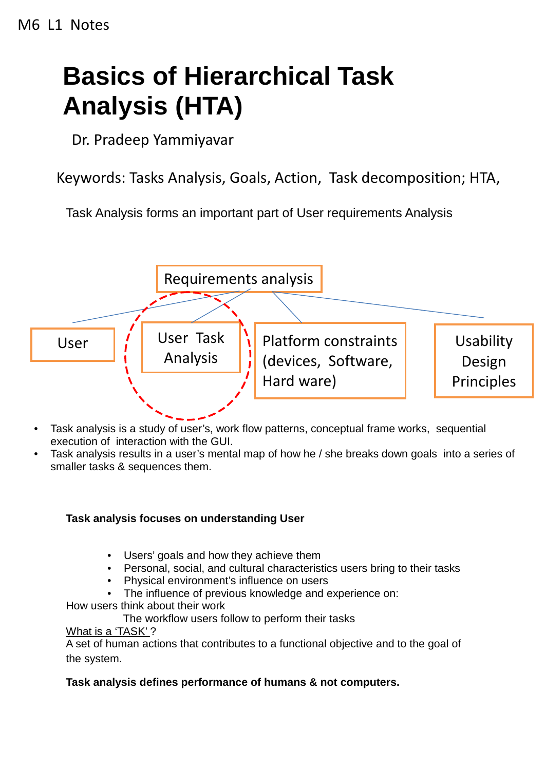M6 L1 Notes

# Basics of Hierarchical Task Analysis (HTA)

Dr. Pradeep Yammiyavar

Keywords: Tasks Analysis, Goals, Action, Task decomposition; HTA,

Task Analysis forms an important part of User requirements Analysis

Requirements analysis

User | User Task Analysis | Platform constraints (devices, Software, Hard ware) | Usability Design Principles

- Task analysis is a study of user's, work flow patterns, conceptual frame works, sequential execution of interaction with the GUI.
- Task analysis results in a user's mental map of how he / she breaks down goals into a series of smaller tasks & sequences them.

**Task analysis focuses on understanding User**

- Users' goals and how they achieve them
- Personal, social, and cultural characteristics users bring to their tasks
- Physical environment's influence on users
- The influence of previous knowledge and experience on:

How users think about their work

The workflow users follow to perform their tasks

<u>What is a 'TASK'</u> ?

A set of human actions that contributes to a functional objective and to the goal of the system.

**Task analysis defines performance of humans & not computers.**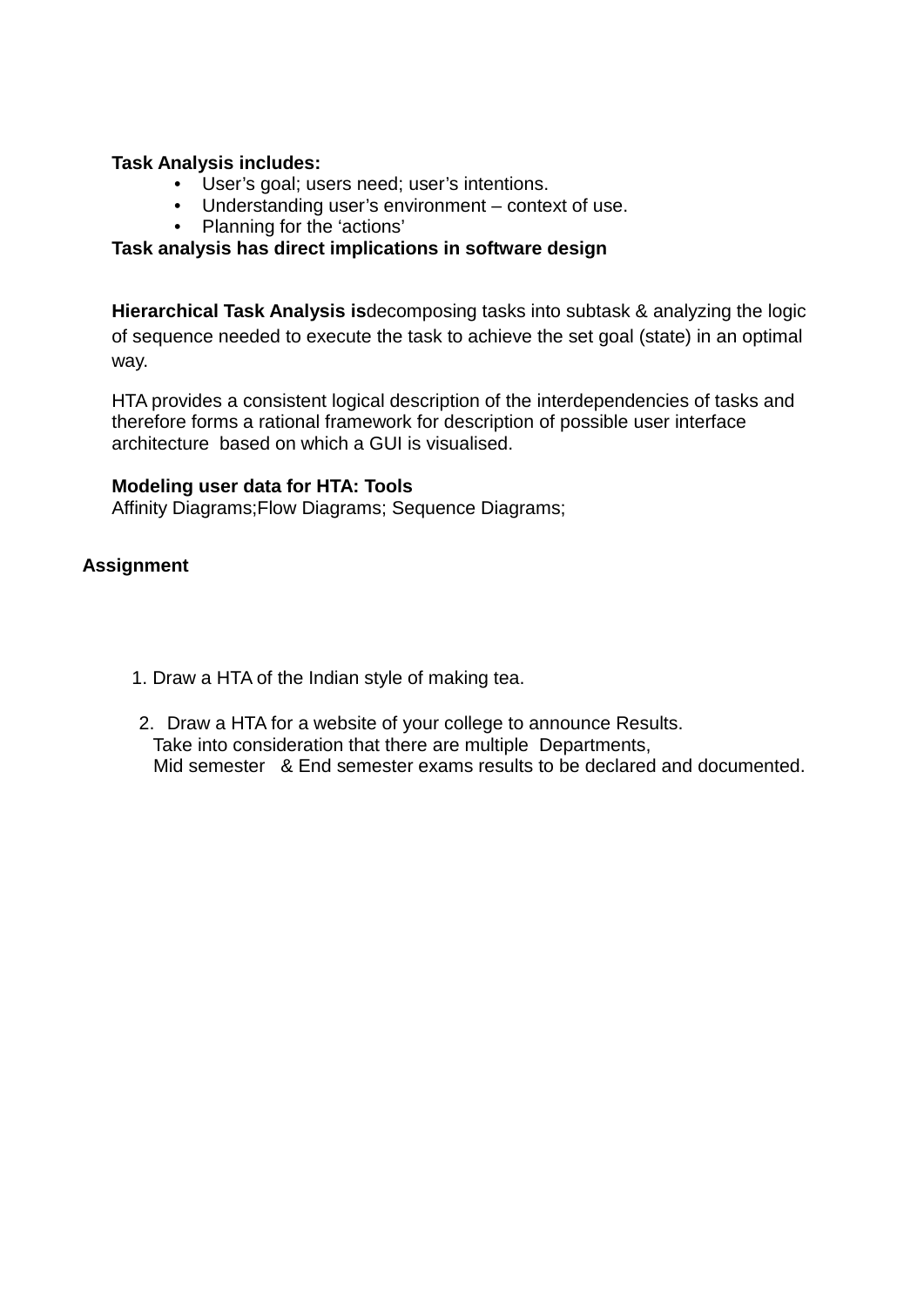**Task Analysis includes:**

- User's goal; users need; user's intentions.
- Understanding user's environment – context of use.
- Planning for the 'actions'

**Task analysis has direct implications in software design**

**Hierarchical Task Analysis is**decomposing tasks into subtask & analyzing the logic of sequence needed to execute the task to achieve the set goal (state) in an optimal way.

HTA provides a consistent logical description of the interdependencies of tasks and therefore forms a rational framework for description of possible user interface architecture based on which a GUI is visualised.

**Modeling user data for HTA: Tools**
Affinity Diagrams;Flow Diagrams; Sequence Diagrams;

**Assignment**

1. Draw a HTA of the Indian style of making tea.

2. Draw a HTA for a website of your college to announce Results.
   Take into consideration that there are multiple Departments,
   Mid semester & End semester exams results to be declared and documented.